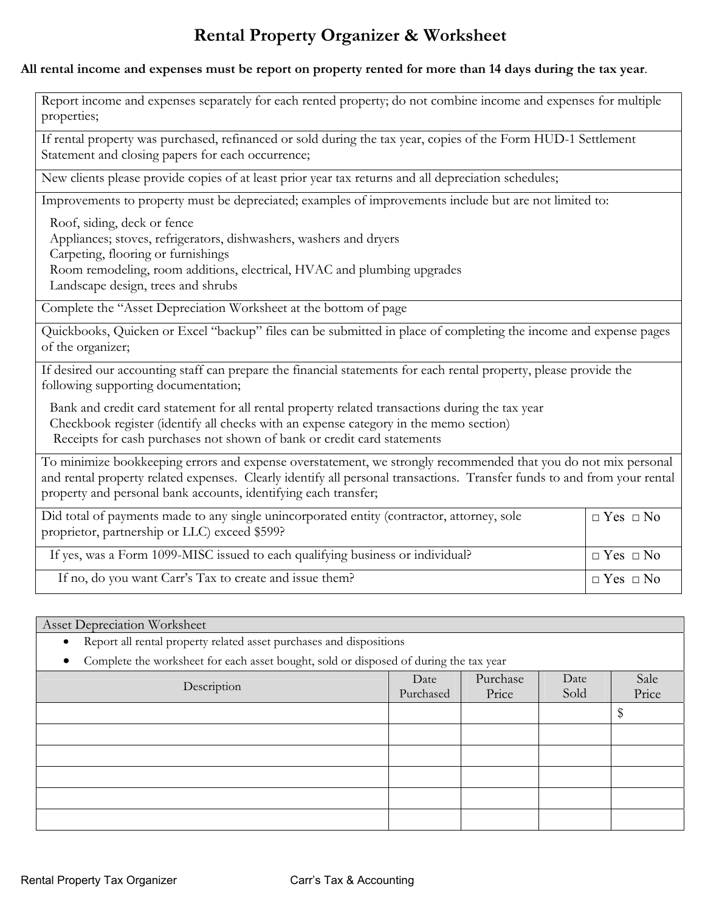# Rental Property Organizer & Worksheet

**All rental income and expenses must be report on property rented for more than 14 days during the tax year.**

Report income and expenses separately for each rented property; do not combine income and expenses for multiple properties;

If rental property was purchased, refinanced or sold during the tax year, copies of the Form HUD-1 Settlement Statement and closing papers for each occurrence;

New clients please provide copies of at least prior year tax returns and all depreciation schedules;

Improvements to property must be depreciated; examples of improvements include but are not limited to:

- Roof, siding, deck or fence
- Appliances; stoves, refrigerators, dishwashers, washers and dryers
- Carpeting, flooring or furnishings
- Room remodeling, room additions, electrical, HVAC and plumbing upgrades
- Landscape design, trees and shrubs

Complete the "Asset Depreciation Worksheet at the bottom of page

Quickbooks, Quicken or Excel "backup" files can be submitted in place of completing the income and expense pages of the organizer;

If desired our accounting staff can prepare the financial statements for each rental property, please provide the following supporting documentation;

- Bank and credit card statement for all rental property related transactions during the tax year
- Checkbook register (identify all checks with an expense category in the memo section)
- Receipts for cash purchases not shown of bank or credit card statements

To minimize bookkeeping errors and expense overstatement, we strongly recommended that you do not mix personal and rental property related expenses. Clearly identify all personal transactions. Transfer funds to and from your rental property and personal bank accounts, identifying each transfer;

| Question | Answer |
|---|---|
| Did total of payments made to any single unincorporated entity (contractor, attorney, sole proprietor, partnership or LLC) exceed $599? | □ Yes □ No |
| If yes, was a Form 1099-MISC issued to each qualifying business or individual? | □ Yes □ No |
| If no, do you want Carr's Tax to create and issue them? | □ Yes □ No |

## Asset Depreciation Worksheet

- Report all rental property related asset purchases and dispositions
- Complete the worksheet for each asset bought, sold or disposed of during the tax year

| Description | Date Purchased | Purchase Price | Date Sold | Sale Price |
|---|---|---|---|---|
| | | | | $ |
| | | | | |
| | | | | |
| | | | | |
| | | | | |
| | | | | |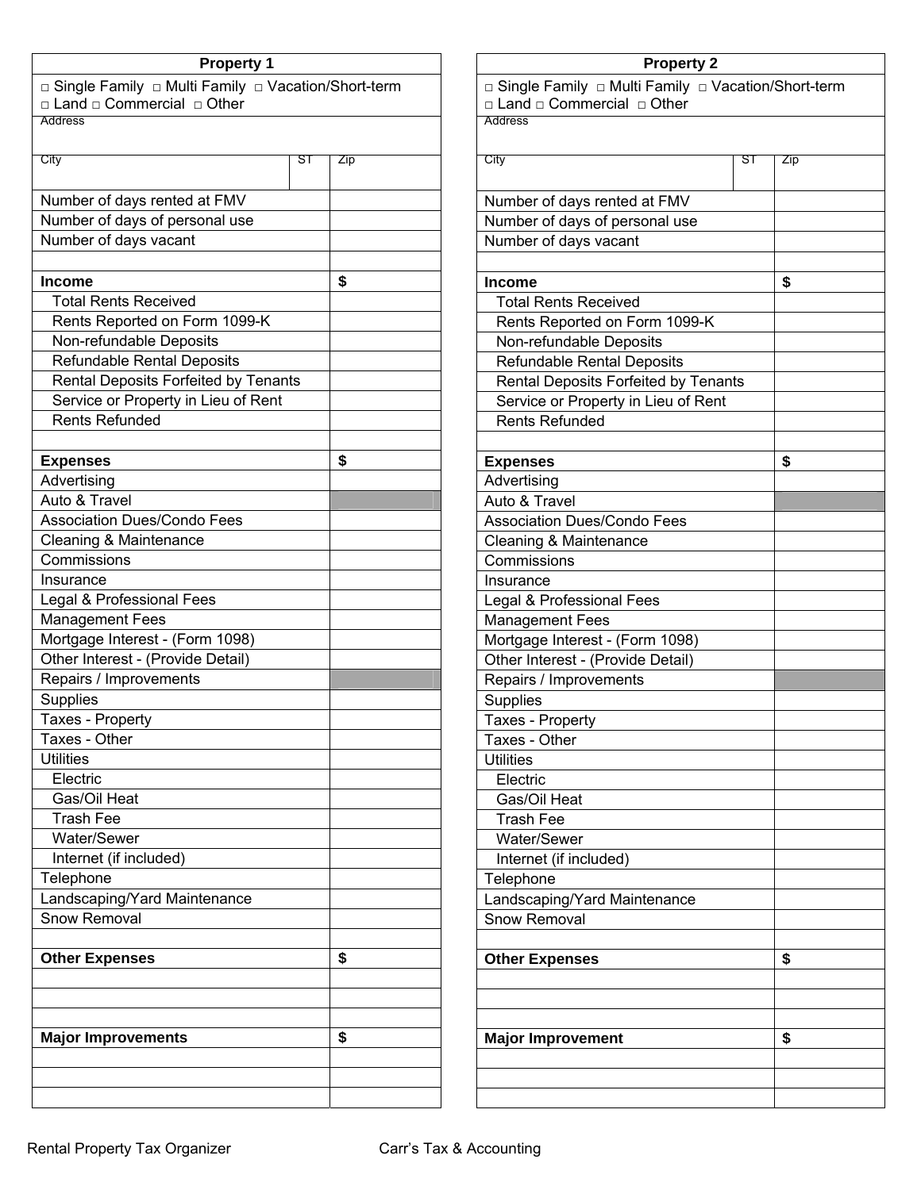| Property 1 | | |
|---|---|---|
| □ Single Family □ Multi Family □ Vacation/Short-term □ Land □ Commercial □ Other | | |
| Address | | |
| City | ST | Zip |

| | |
|---|---|
| Number of days rented at FMV | |
| Number of days of personal use | |
| Number of days vacant | |
| | |
| **Income** | **$** |
| Total Rents Received | |
| Rents Reported on Form 1099-K | |
| Non-refundable Deposits | |
| Refundable Rental Deposits | |
| Rental Deposits Forfeited by Tenants | |
| Service or Property in Lieu of Rent | |
| Rents Refunded | |
| | |
| **Expenses** | **$** |
| Advertising | |
| Auto & Travel | |
| Association Dues/Condo Fees | |
| Cleaning & Maintenance | |
| Commissions | |
| Insurance | |
| Legal & Professional Fees | |
| Management Fees | |
| Mortgage Interest - (Form 1098) | |
| Other Interest - (Provide Detail) | |
| Repairs / Improvements | |
| Supplies | |
| Taxes - Property | |
| Taxes - Other | |
| Utilities | |
| Electric | |
| Gas/Oil Heat | |
| Trash Fee | |
| Water/Sewer | |
| Internet (if included) | |
| Telephone | |
| Landscaping/Yard Maintenance | |
| Snow Removal | |
| | |
| **Other Expenses** | **$** |
| | |
| | |
| | |
| **Major Improvements** | **$** |
| | |
| | |
| | |

| Property 2 | | |
|---|---|---|
| □ Single Family □ Multi Family □ Vacation/Short-term □ Land □ Commercial □ Other | | |
| Address | | |
| City | ST | Zip |

| | |
|---|---|
| Number of days rented at FMV | |
| Number of days of personal use | |
| Number of days vacant | |
| | |
| **Income** | **$** |
| Total Rents Received | |
| Rents Reported on Form 1099-K | |
| Non-refundable Deposits | |
| Refundable Rental Deposits | |
| Rental Deposits Forfeited by Tenants | |
| Service or Property in Lieu of Rent | |
| Rents Refunded | |
| | |
| **Expenses** | **$** |
| Advertising | |
| Auto & Travel | |
| Association Dues/Condo Fees | |
| Cleaning & Maintenance | |
| Commissions | |
| Insurance | |
| Legal & Professional Fees | |
| Management Fees | |
| Mortgage Interest - (Form 1098) | |
| Other Interest - (Provide Detail) | |
| Repairs / Improvements | |
| Supplies | |
| Taxes - Property | |
| Taxes - Other | |
| Utilities | |
| Electric | |
| Gas/Oil Heat | |
| Trash Fee | |
| Water/Sewer | |
| Internet (if included) | |
| Telephone | |
| Landscaping/Yard Maintenance | |
| Snow Removal | |
| | |
| **Other Expenses** | **$** |
| | |
| | |
| | |
| **Major Improvement** | **$** |
| | |
| | |
| | |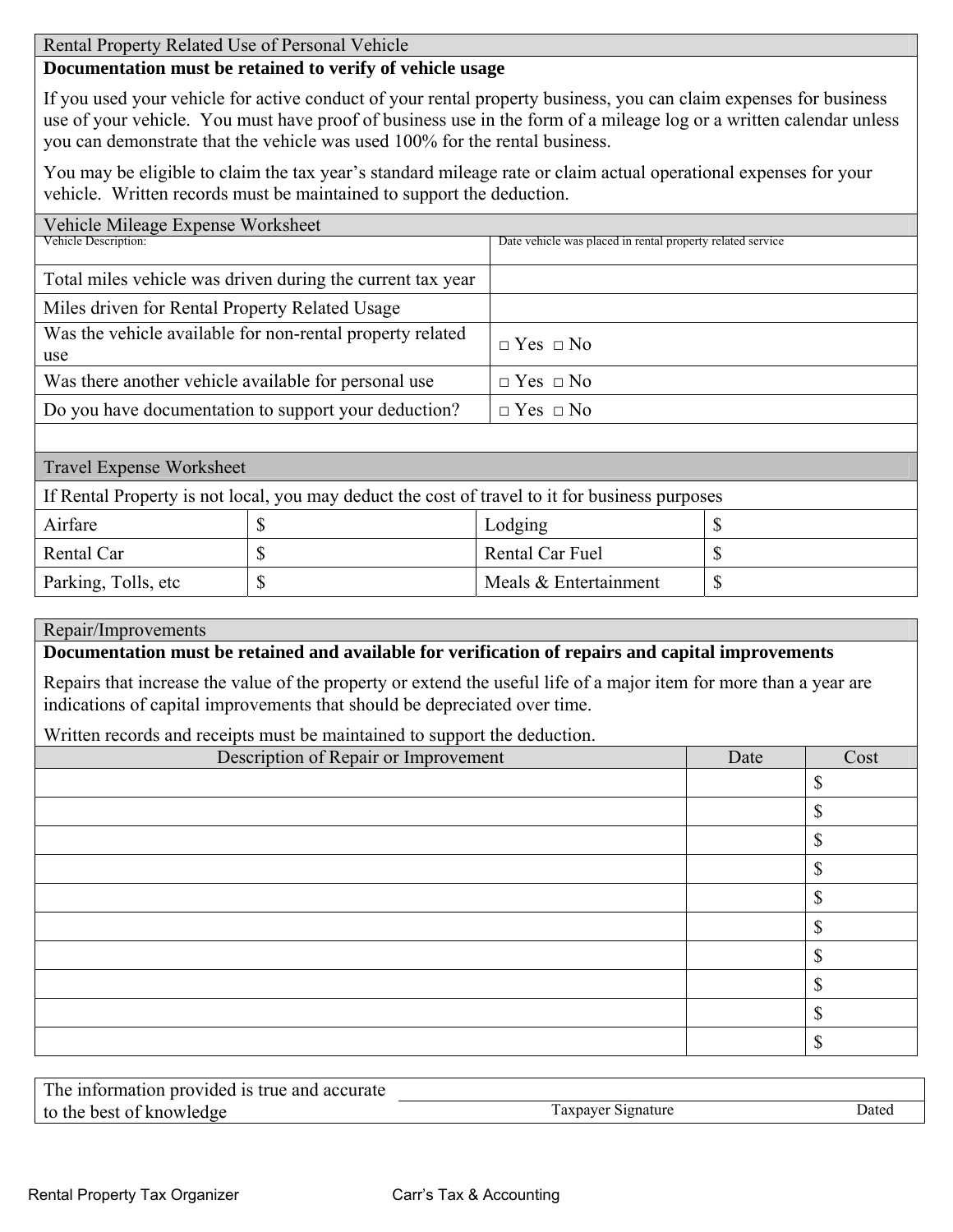## Rental Property Related Use of Personal Vehicle

**Documentation must be retained to verify of vehicle usage**

If you used your vehicle for active conduct of your rental property business, you can claim expenses for business use of your vehicle. You must have proof of business use in the form of a mileage log or a written calendar unless you can demonstrate that the vehicle was used 100% for the rental business.

You may be eligible to claim the tax year's standard mileage rate or claim actual operational expenses for your vehicle. Written records must be maintained to support the deduction.

## Vehicle Mileage Expense Worksheet

| | |
|---|---|
| Vehicle Description: | Date vehicle was placed in rental property related service |
| Total miles vehicle was driven during the current tax year | |
| Miles driven for Rental Property Related Usage | |
| Was the vehicle available for non-rental property related use | □ Yes □ No |
| Was there another vehicle available for personal use | □ Yes □ No |
| Do you have documentation to support your deduction? | □ Yes □ No |

## Travel Expense Worksheet

If Rental Property is not local, you may deduct the cost of travel to it for business purposes

| | | | |
|---|---|---|---|
| Airfare | $ | Lodging | $ |
| Rental Car | $ | Rental Car Fuel | $ |
| Parking, Tolls, etc | $ | Meals & Entertainment | $ |

## Repair/Improvements

**Documentation must be retained and available for verification of repairs and capital improvements**

Repairs that increase the value of the property or extend the useful life of a major item for more than a year are indications of capital improvements that should be depreciated over time.

Written records and receipts must be maintained to support the deduction.

| Description of Repair or Improvement | Date | Cost |
|---|---|---|
| | | $ |
| | | $ |
| | | $ |
| | | $ |
| | | $ |
| | | $ |
| | | $ |
| | | $ |
| | | $ |
| | | $ |

The information provided is true and accurate to the best of knowledge

_______________________________ Taxpayer Signature &nbsp;&nbsp;&nbsp;&nbsp; Dated

Rental Property Tax Organizer &nbsp;&nbsp;&nbsp;&nbsp; Carr's Tax & Accounting